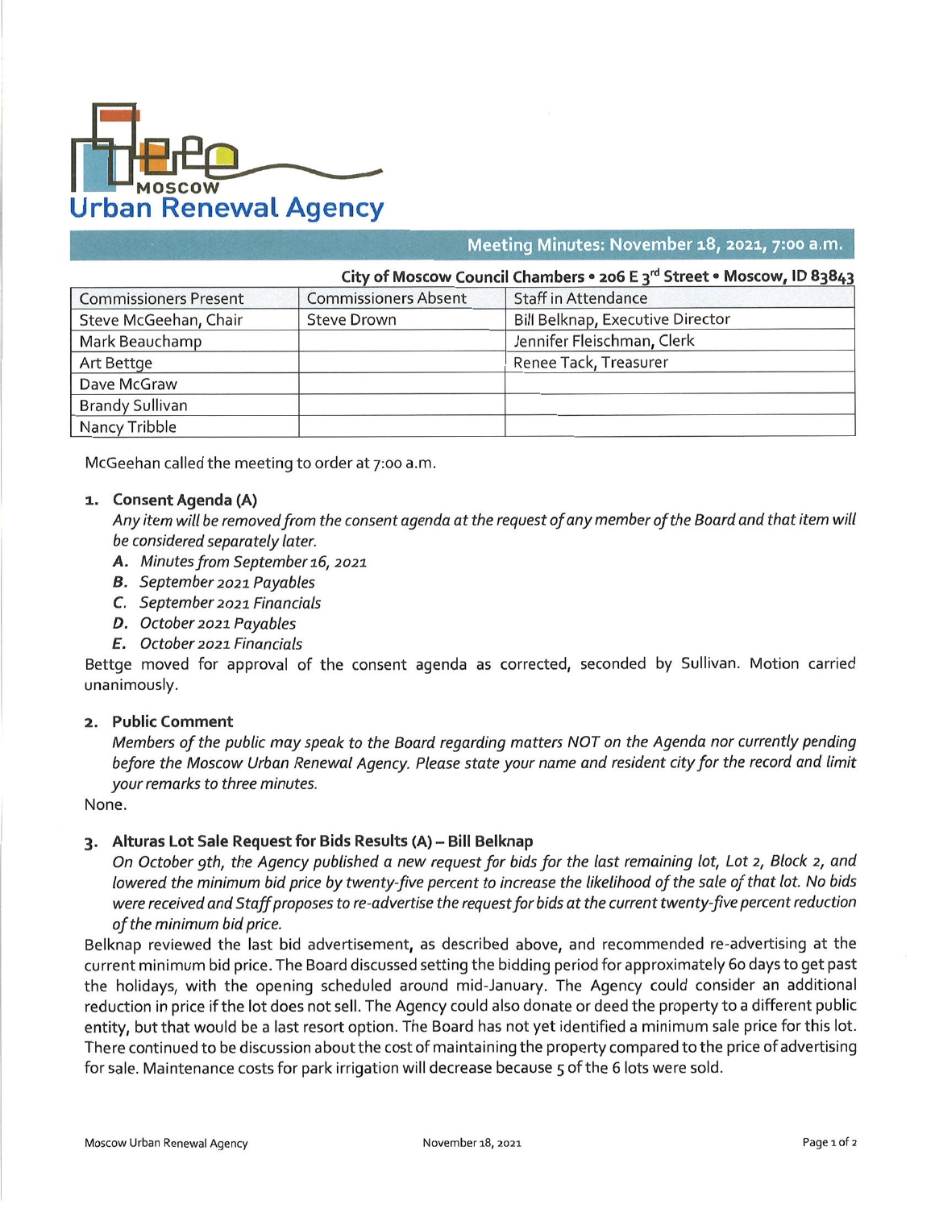# Moscow Urban Renewal Agency

## Meeting Minutes: November 18, 2021, 7:00 a.m.

**City of Moscow Council Chambers • 206 E 3rd Street • Moscow, ID 83843**

| Commissioners Present | Commissioners Absent | Staff in Attendance |
|---|---|---|
| Steve McGeehan, Chair | Steve Drown | Bill Belknap, Executive Director |
| Mark Beauchamp | | Jennifer Fleischman, Clerk |
| Art Bettge | | Renee Tack, Treasurer |
| Dave McGraw | | |
| Brandy Sullivan | | |
| Nancy Tribble | | |

McGeehan called the meeting to order at 7:00 a.m.

1. **Consent Agenda (A)**

   *Any item will be removed from the consent agenda at the request of any member of the Board and that item will be considered separately later.*

   **A.** *Minutes from September 16, 2021*
   **B.** *September 2021 Payables*
   **C.** *September 2021 Financials*
   **D.** *October 2021 Payables*
   **E.** *October 2021 Financials*

Bettge moved for approval of the consent agenda as corrected, seconded by Sullivan. Motion carried unanimously.

2. **Public Comment**

   *Members of the public may speak to the Board regarding matters NOT on the Agenda nor currently pending before the Moscow Urban Renewal Agency. Please state your name and resident city for the record and limit your remarks to three minutes.*

None.

3. **Alturas Lot Sale Request for Bids Results (A) – Bill Belknap**

   *On October 9th, the Agency published a new request for bids for the last remaining lot, Lot 2, Block 2, and lowered the minimum bid price by twenty-five percent to increase the likelihood of the sale of that lot. No bids were received and Staff proposes to re-advertise the request for bids at the current twenty-five percent reduction of the minimum bid price.*

Belknap reviewed the last bid advertisement, as described above, and recommended re-advertising at the current minimum bid price. The Board discussed setting the bidding period for approximately 60 days to get past the holidays, with the opening scheduled around mid-January. The Agency could consider an additional reduction in price if the lot does not sell. The Agency could also donate or deed the property to a different public entity, but that would be a last resort option. The Board has not yet identified a minimum sale price for this lot. There continued to be discussion about the cost of maintaining the property compared to the price of advertising for sale. Maintenance costs for park irrigation will decrease because 5 of the 6 lots were sold.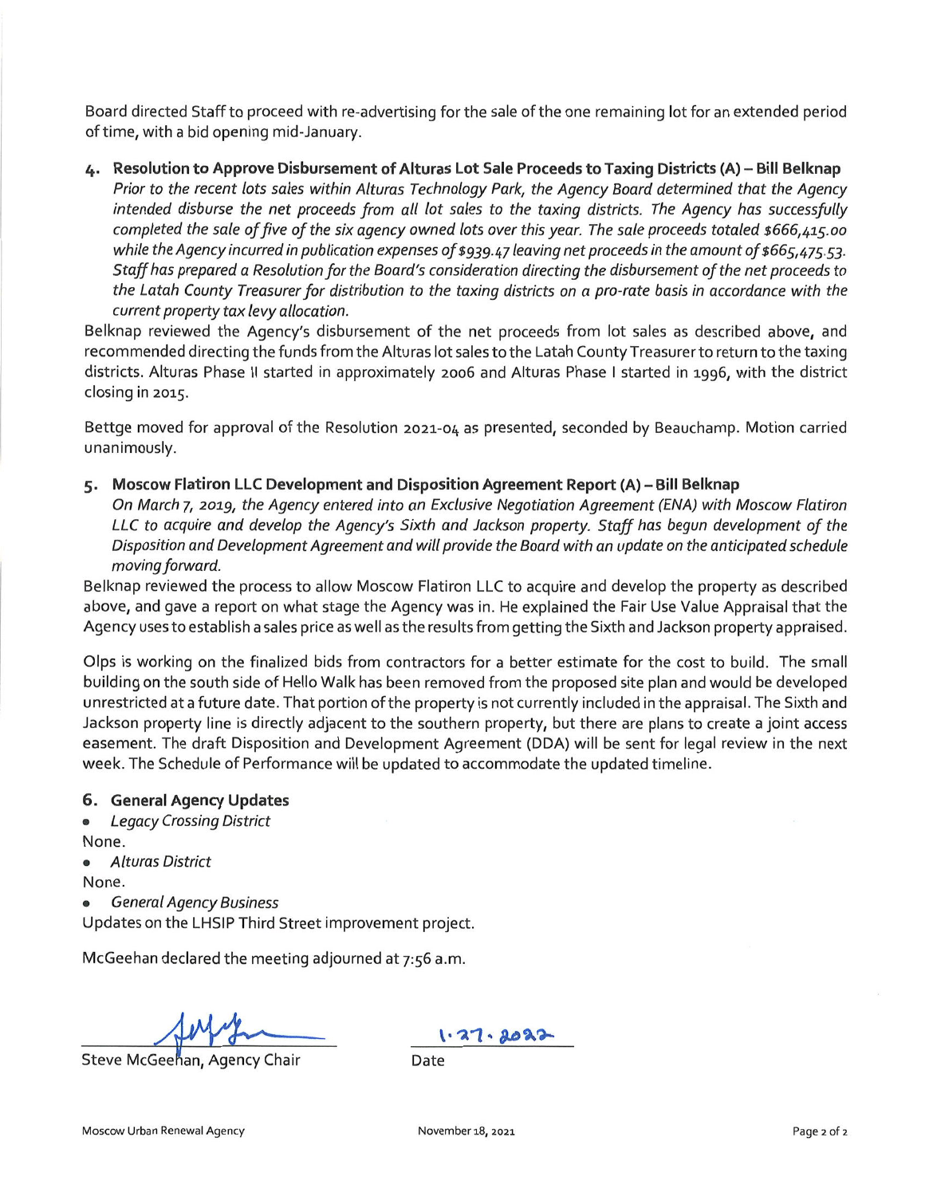Board directed Staff to proceed with re-advertising for the sale of the one remaining lot for an extended period of time, with a bid opening mid-January.

4. **Resolution to Approve Disbursement of Alturas Lot Sale Proceeds to Taxing Districts (A) – Bill Belknap**
   *Prior to the recent lots sales within Alturas Technology Park, the Agency Board determined that the Agency intended disburse the net proceeds from all lot sales to the taxing districts. The Agency has successfully completed the sale of five of the six agency owned lots over this year. The sale proceeds totaled $666,415.00 while the Agency incurred in publication expenses of $939.47 leaving net proceeds in the amount of $665,475.53. Staff has prepared a Resolution for the Board's consideration directing the disbursement of the net proceeds to the Latah County Treasurer for distribution to the taxing districts on a pro-rate basis in accordance with the current property tax levy allocation.*

Belknap reviewed the Agency's disbursement of the net proceeds from lot sales as described above, and recommended directing the funds from the Alturas lot sales to the Latah County Treasurer to return to the taxing districts. Alturas Phase II started in approximately 2006 and Alturas Phase I started in 1996, with the district closing in 2015.

Bettge moved for approval of the Resolution 2021-04 as presented, seconded by Beauchamp. Motion carried unanimously.

5. **Moscow Flatiron LLC Development and Disposition Agreement Report (A) – Bill Belknap**
   *On March 7, 2019, the Agency entered into an Exclusive Negotiation Agreement (ENA) with Moscow Flatiron LLC to acquire and develop the Agency's Sixth and Jackson property. Staff has begun development of the Disposition and Development Agreement and will provide the Board with an update on the anticipated schedule moving forward.*

Belknap reviewed the process to allow Moscow Flatiron LLC to acquire and develop the property as described above, and gave a report on what stage the Agency was in. He explained the Fair Use Value Appraisal that the Agency uses to establish a sales price as well as the results from getting the Sixth and Jackson property appraised.

Olps is working on the finalized bids from contractors for a better estimate for the cost to build. The small building on the south side of Hello Walk has been removed from the proposed site plan and would be developed unrestricted at a future date. That portion of the property is not currently included in the appraisal. The Sixth and Jackson property line is directly adjacent to the southern property, but there are plans to create a joint access easement. The draft Disposition and Development Agreement (DDA) will be sent for legal review in the next week. The Schedule of Performance will be updated to accommodate the updated timeline.

## 6. General Agency Updates

- *Legacy Crossing District*

None.

- *Alturas District*

None.

- *General Agency Business*

Updates on the LHSIP Third Street improvement project.

McGeehan declared the meeting adjourned at 7:56 a.m.

Steve McGeehan, Agency Chair

1.27.2022

Date